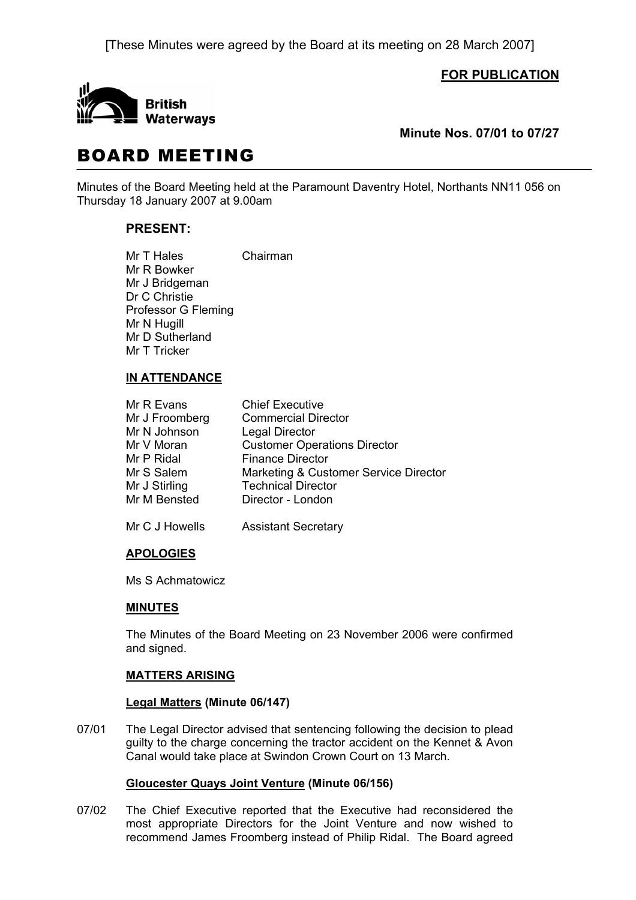[These Minutes were agreed by the Board at its meeting on 28 March 2007]

**FOR PUBLICATION**

British Waterways

**Minute Nos. 07/01 to 07/27**

# BOARD MEETING

Minutes of the Board Meeting held at the Paramount Daventry Hotel, Northants NN11 056 on Thursday 18 January 2007 at 9.00am

## PRESENT:

| | |
|---|---|
| Mr T Hales | Chairman |
| Mr R Bowker | |
| Mr J Bridgeman | |
| Dr C Christie | |
| Professor G Fleming | |
| Mr N Hugill | |
| Mr D Sutherland | |
| Mr T Tricker | |

### IN ATTENDANCE

| | |
|---|---|
| Mr R Evans | Chief Executive |
| Mr J Froomberg | Commercial Director |
| Mr N Johnson | Legal Director |
| Mr V Moran | Customer Operations Director |
| Mr P Ridal | Finance Director |
| Mr S Salem | Marketing & Customer Service Director |
| Mr J Stirling | Technical Director |
| Mr M Bensted | Director - London |
| Mr C J Howells | Assistant Secretary |

### APOLOGIES

Ms S Achmatowicz

### MINUTES

The Minutes of the Board Meeting on 23 November 2006 were confirmed and signed.

### MATTERS ARISING

**Legal Matters (Minute 06/147)**

07/01 The Legal Director advised that sentencing following the decision to plead guilty to the charge concerning the tractor accident on the Kennet & Avon Canal would take place at Swindon Crown Court on 13 March.

**Gloucester Quays Joint Venture (Minute 06/156)**

07/02 The Chief Executive reported that the Executive had reconsidered the most appropriate Directors for the Joint Venture and now wished to recommend James Froomberg instead of Philip Ridal. The Board agreed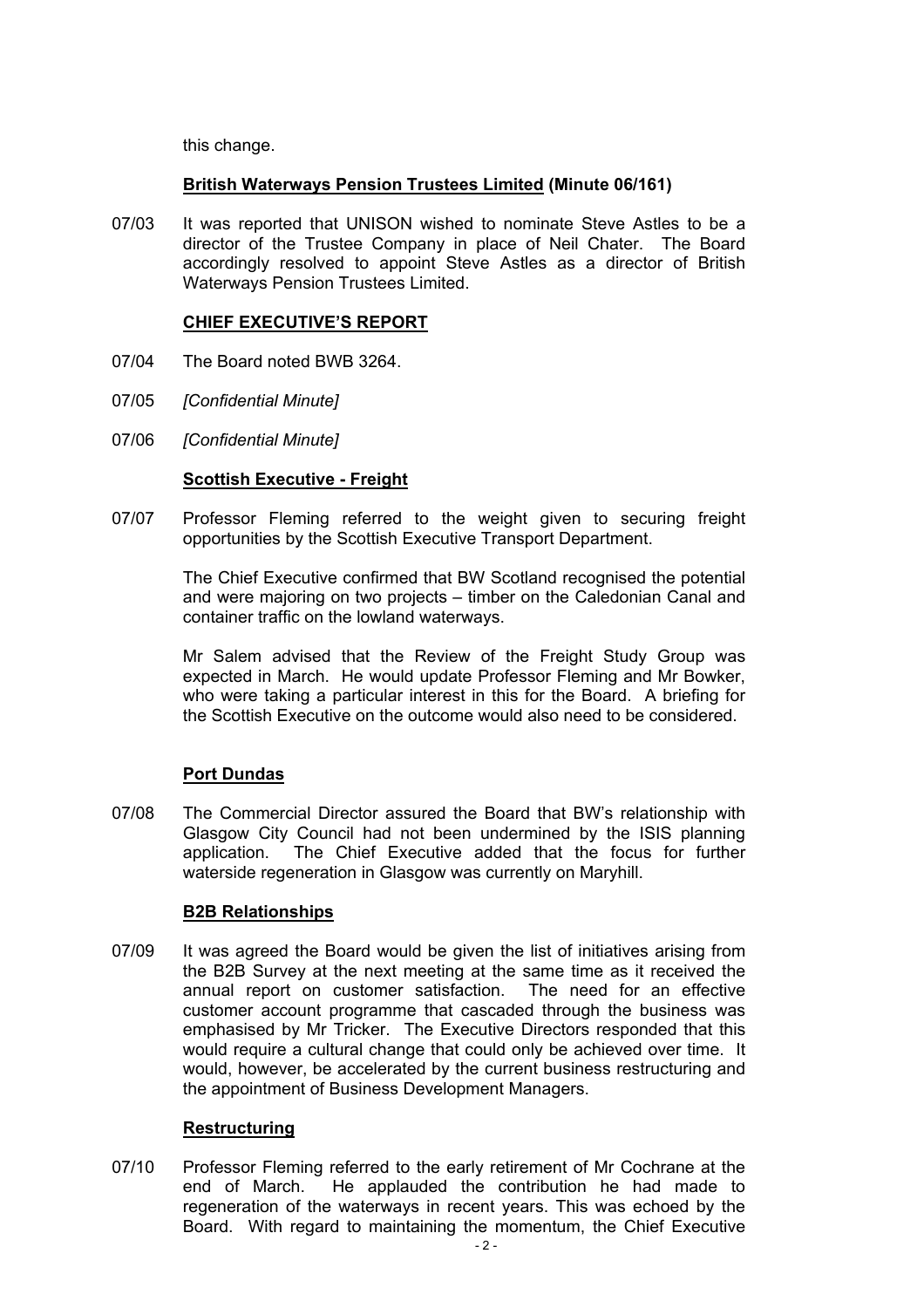this change.

**British Waterways Pension Trustees Limited (Minute 06/161)**

07/03 It was reported that UNISON wished to nominate Steve Astles to be a director of the Trustee Company in place of Neil Chater. The Board accordingly resolved to appoint Steve Astles as a director of British Waterways Pension Trustees Limited.

**CHIEF EXECUTIVE'S REPORT**

07/04 The Board noted BWB 3264.

07/05 *[Confidential Minute]*

07/06 *[Confidential Minute]*

**Scottish Executive - Freight**

07/07 Professor Fleming referred to the weight given to securing freight opportunities by the Scottish Executive Transport Department.

The Chief Executive confirmed that BW Scotland recognised the potential and were majoring on two projects – timber on the Caledonian Canal and container traffic on the lowland waterways.

Mr Salem advised that the Review of the Freight Study Group was expected in March. He would update Professor Fleming and Mr Bowker, who were taking a particular interest in this for the Board. A briefing for the Scottish Executive on the outcome would also need to be considered.

**Port Dundas**

07/08 The Commercial Director assured the Board that BW's relationship with Glasgow City Council had not been undermined by the ISIS planning application. The Chief Executive added that the focus for further waterside regeneration in Glasgow was currently on Maryhill.

**B2B Relationships**

07/09 It was agreed the Board would be given the list of initiatives arising from the B2B Survey at the next meeting at the same time as it received the annual report on customer satisfaction. The need for an effective customer account programme that cascaded through the business was emphasised by Mr Tricker. The Executive Directors responded that this would require a cultural change that could only be achieved over time. It would, however, be accelerated by the current business restructuring and the appointment of Business Development Managers.

**Restructuring**

07/10 Professor Fleming referred to the early retirement of Mr Cochrane at the end of March. He applauded the contribution he had made to regeneration of the waterways in recent years. This was echoed by the Board. With regard to maintaining the momentum, the Chief Executive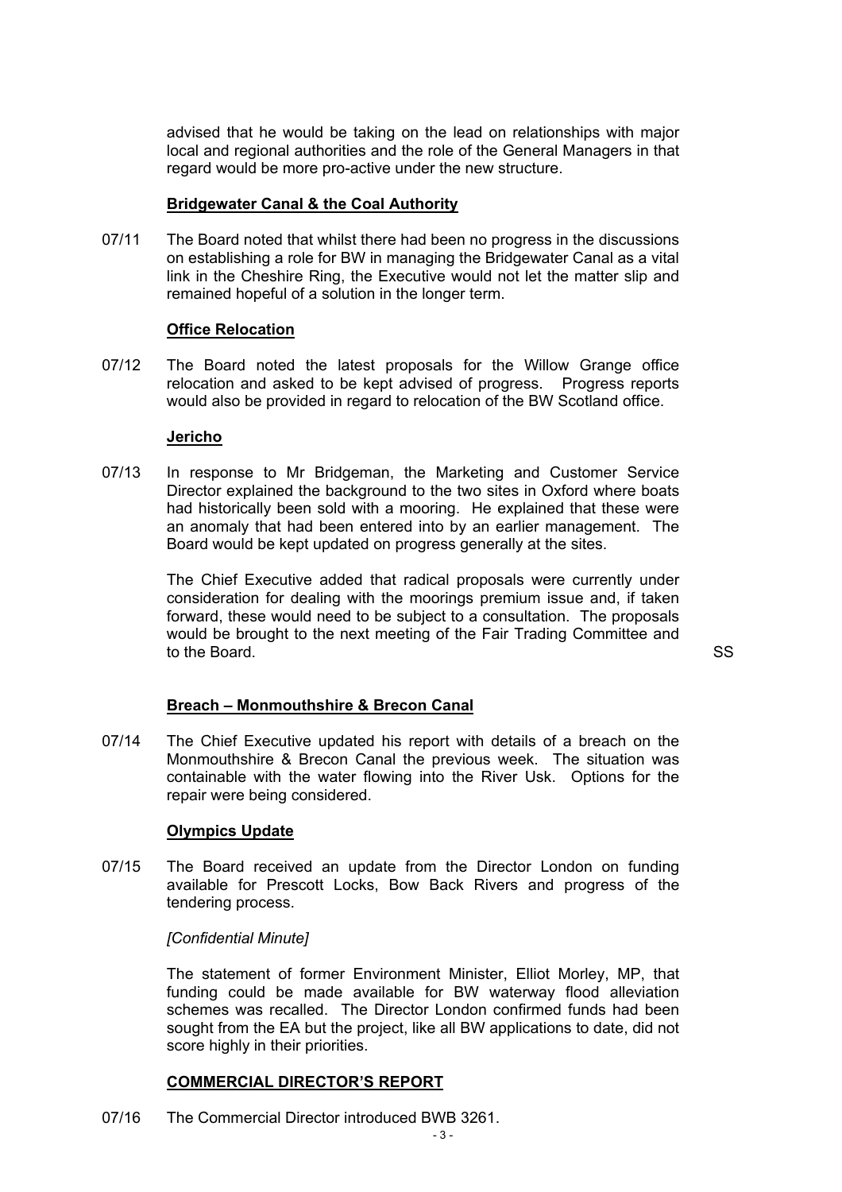advised that he would be taking on the lead on relationships with major local and regional authorities and the role of the General Managers in that regard would be more pro-active under the new structure.

**Bridgewater Canal & the Coal Authority**

07/11 The Board noted that whilst there had been no progress in the discussions on establishing a role for BW in managing the Bridgewater Canal as a vital link in the Cheshire Ring, the Executive would not let the matter slip and remained hopeful of a solution in the longer term.

**Office Relocation**

07/12 The Board noted the latest proposals for the Willow Grange office relocation and asked to be kept advised of progress. Progress reports would also be provided in regard to relocation of the BW Scotland office.

**Jericho**

07/13 In response to Mr Bridgeman, the Marketing and Customer Service Director explained the background to the two sites in Oxford where boats had historically been sold with a mooring. He explained that these were an anomaly that had been entered into by an earlier management. The Board would be kept updated on progress generally at the sites.

The Chief Executive added that radical proposals were currently under consideration for dealing with the moorings premium issue and, if taken forward, these would need to be subject to a consultation. The proposals would be brought to the next meeting of the Fair Trading Committee and to the Board. SS

**Breach – Monmouthshire & Brecon Canal**

07/14 The Chief Executive updated his report with details of a breach on the Monmouthshire & Brecon Canal the previous week. The situation was containable with the water flowing into the River Usk. Options for the repair were being considered.

**Olympics Update**

07/15 The Board received an update from the Director London on funding available for Prescott Locks, Bow Back Rivers and progress of the tendering process.

*[Confidential Minute]*

The statement of former Environment Minister, Elliot Morley, MP, that funding could be made available for BW waterway flood alleviation schemes was recalled. The Director London confirmed funds had been sought from the EA but the project, like all BW applications to date, did not score highly in their priorities.

**COMMERCIAL DIRECTOR'S REPORT**

07/16 The Commercial Director introduced BWB 3261.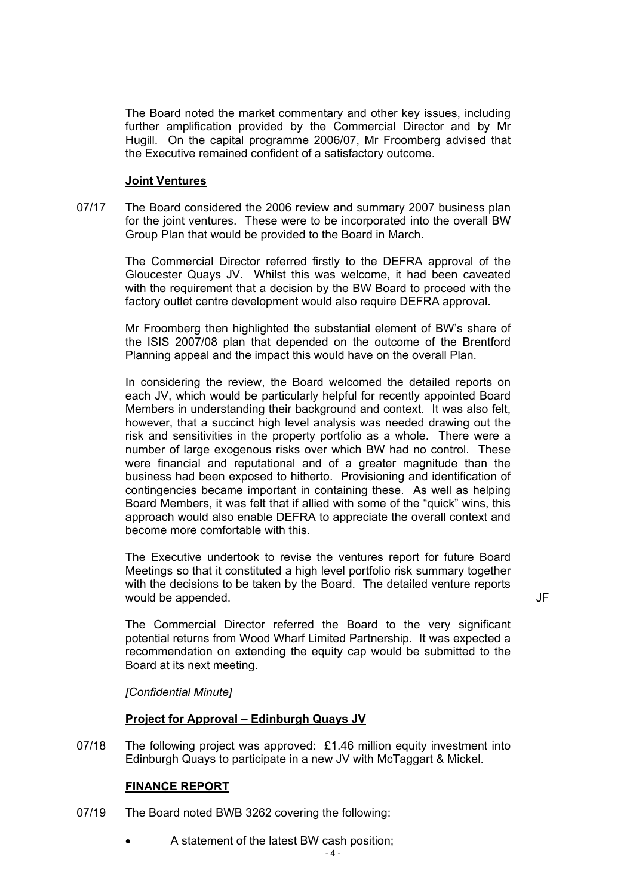The Board noted the market commentary and other key issues, including further amplification provided by the Commercial Director and by Mr Hugill. On the capital programme 2006/07, Mr Froomberg advised that the Executive remained confident of a satisfactory outcome.

**Joint Ventures**

07/17 The Board considered the 2006 review and summary 2007 business plan for the joint ventures. These were to be incorporated into the overall BW Group Plan that would be provided to the Board in March.

The Commercial Director referred firstly to the DEFRA approval of the Gloucester Quays JV. Whilst this was welcome, it had been caveated with the requirement that a decision by the BW Board to proceed with the factory outlet centre development would also require DEFRA approval.

Mr Froomberg then highlighted the substantial element of BW's share of the ISIS 2007/08 plan that depended on the outcome of the Brentford Planning appeal and the impact this would have on the overall Plan.

In considering the review, the Board welcomed the detailed reports on each JV, which would be particularly helpful for recently appointed Board Members in understanding their background and context. It was also felt, however, that a succinct high level analysis was needed drawing out the risk and sensitivities in the property portfolio as a whole. There were a number of large exogenous risks over which BW had no control. These were financial and reputational and of a greater magnitude than the business had been exposed to hitherto. Provisioning and identification of contingencies became important in containing these. As well as helping Board Members, it was felt that if allied with some of the "quick" wins, this approach would also enable DEFRA to appreciate the overall context and become more comfortable with this.

The Executive undertook to revise the ventures report for future Board Meetings so that it constituted a high level portfolio risk summary together with the decisions to be taken by the Board. The detailed venture reports would be appended. JF

The Commercial Director referred the Board to the very significant potential returns from Wood Wharf Limited Partnership. It was expected a recommendation on extending the equity cap would be submitted to the Board at its next meeting.

*[Confidential Minute]*

**Project for Approval – Edinburgh Quays JV**

07/18 The following project was approved: £1.46 million equity investment into Edinburgh Quays to participate in a new JV with McTaggart & Mickel.

**FINANCE REPORT**

07/19 The Board noted BWB 3262 covering the following:

- A statement of the latest BW cash position;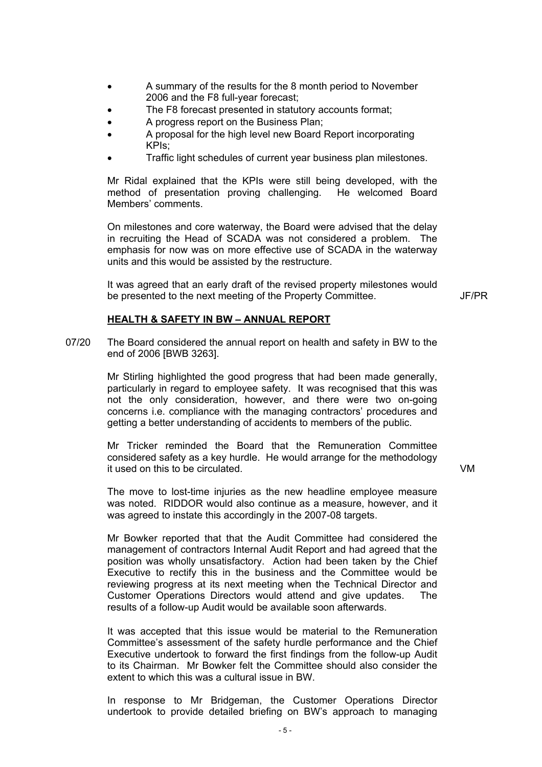- A summary of the results for the 8 month period to November 2006 and the F8 full-year forecast;
- The F8 forecast presented in statutory accounts format;
- A progress report on the Business Plan;
- A proposal for the high level new Board Report incorporating KPIs;
- Traffic light schedules of current year business plan milestones.

Mr Ridal explained that the KPIs were still being developed, with the method of presentation proving challenging. He welcomed Board Members' comments.

On milestones and core waterway, the Board were advised that the delay in recruiting the Head of SCADA was not considered a problem. The emphasis for now was on more effective use of SCADA in the waterway units and this would be assisted by the restructure.

It was agreed that an early draft of the revised property milestones would be presented to the next meeting of the Property Committee. JF/PR

## HEALTH & SAFETY IN BW – ANNUAL REPORT

07/20 The Board considered the annual report on health and safety in BW to the end of 2006 [BWB 3263].

Mr Stirling highlighted the good progress that had been made generally, particularly in regard to employee safety. It was recognised that this was not the only consideration, however, and there were two on-going concerns i.e. compliance with the managing contractors' procedures and getting a better understanding of accidents to members of the public.

Mr Tricker reminded the Board that the Remuneration Committee considered safety as a key hurdle. He would arrange for the methodology it used on this to be circulated. VM

The move to lost-time injuries as the new headline employee measure was noted. RIDDOR would also continue as a measure, however, and it was agreed to instate this accordingly in the 2007-08 targets.

Mr Bowker reported that that the Audit Committee had considered the management of contractors Internal Audit Report and had agreed that the position was wholly unsatisfactory. Action had been taken by the Chief Executive to rectify this in the business and the Committee would be reviewing progress at its next meeting when the Technical Director and Customer Operations Directors would attend and give updates. The results of a follow-up Audit would be available soon afterwards.

It was accepted that this issue would be material to the Remuneration Committee's assessment of the safety hurdle performance and the Chief Executive undertook to forward the first findings from the follow-up Audit to its Chairman. Mr Bowker felt the Committee should also consider the extent to which this was a cultural issue in BW.

In response to Mr Bridgeman, the Customer Operations Director undertook to provide detailed briefing on BW's approach to managing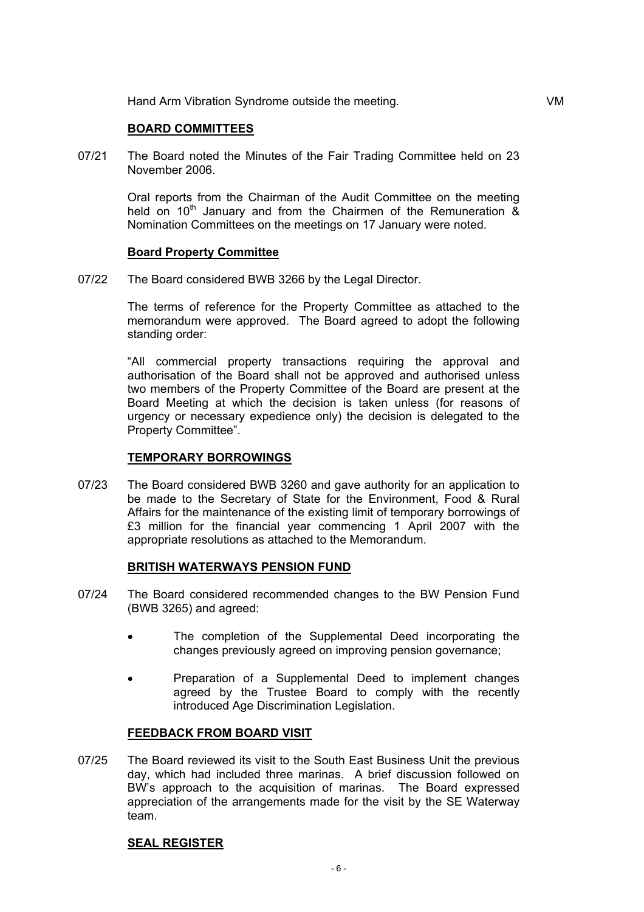Hand Arm Vibration Syndrome outside the meeting. VM

## BOARD COMMITTEES

07/21 The Board noted the Minutes of the Fair Trading Committee held on 23 November 2006.

Oral reports from the Chairman of the Audit Committee on the meeting held on 10th January and from the Chairmen of the Remuneration & Nomination Committees on the meetings on 17 January were noted.

### Board Property Committee

07/22 The Board considered BWB 3266 by the Legal Director.

The terms of reference for the Property Committee as attached to the memorandum were approved. The Board agreed to adopt the following standing order:

"All commercial property transactions requiring the approval and authorisation of the Board shall not be approved and authorised unless two members of the Property Committee of the Board are present at the Board Meeting at which the decision is taken unless (for reasons of urgency or necessary expedience only) the decision is delegated to the Property Committee".

## TEMPORARY BORROWINGS

07/23 The Board considered BWB 3260 and gave authority for an application to be made to the Secretary of State for the Environment, Food & Rural Affairs for the maintenance of the existing limit of temporary borrowings of £3 million for the financial year commencing 1 April 2007 with the appropriate resolutions as attached to the Memorandum.

## BRITISH WATERWAYS PENSION FUND

07/24 The Board considered recommended changes to the BW Pension Fund (BWB 3265) and agreed:

- The completion of the Supplemental Deed incorporating the changes previously agreed on improving pension governance;
- Preparation of a Supplemental Deed to implement changes agreed by the Trustee Board to comply with the recently introduced Age Discrimination Legislation.

## FEEDBACK FROM BOARD VISIT

07/25 The Board reviewed its visit to the South East Business Unit the previous day, which had included three marinas. A brief discussion followed on BW's approach to the acquisition of marinas. The Board expressed appreciation of the arrangements made for the visit by the SE Waterway team.

## SEAL REGISTER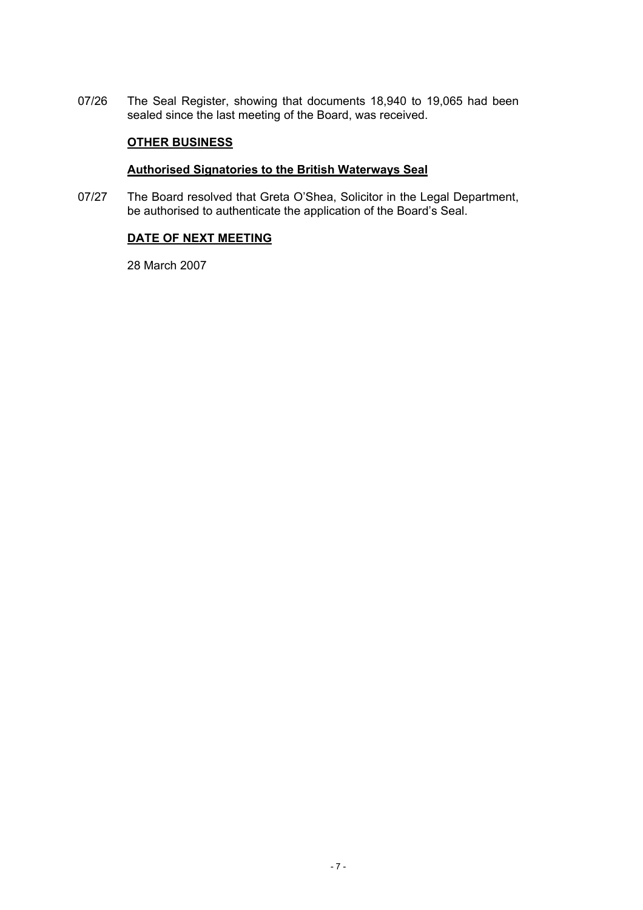07/26 The Seal Register, showing that documents 18,940 to 19,065 had been sealed since the last meeting of the Board, was received.

**OTHER BUSINESS**

**Authorised Signatories to the British Waterways Seal**

07/27 The Board resolved that Greta O'Shea, Solicitor in the Legal Department, be authorised to authenticate the application of the Board's Seal.

**DATE OF NEXT MEETING**

28 March 2007